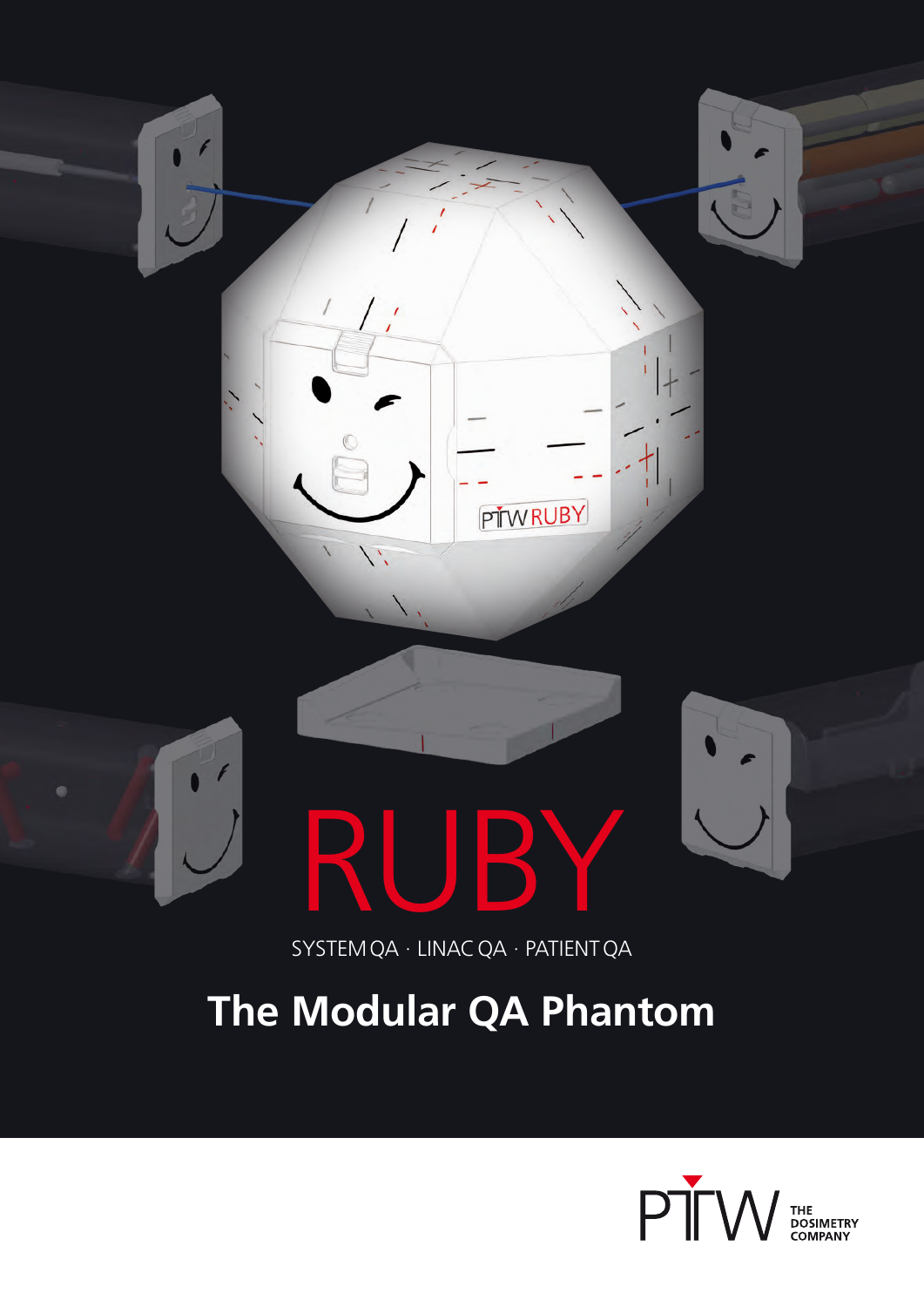# RUBY

SYSTEM QA · LINAC QA · PATIENT QA

## The Modular QA Phantom

PTW THE DOSIMETRY COMPANY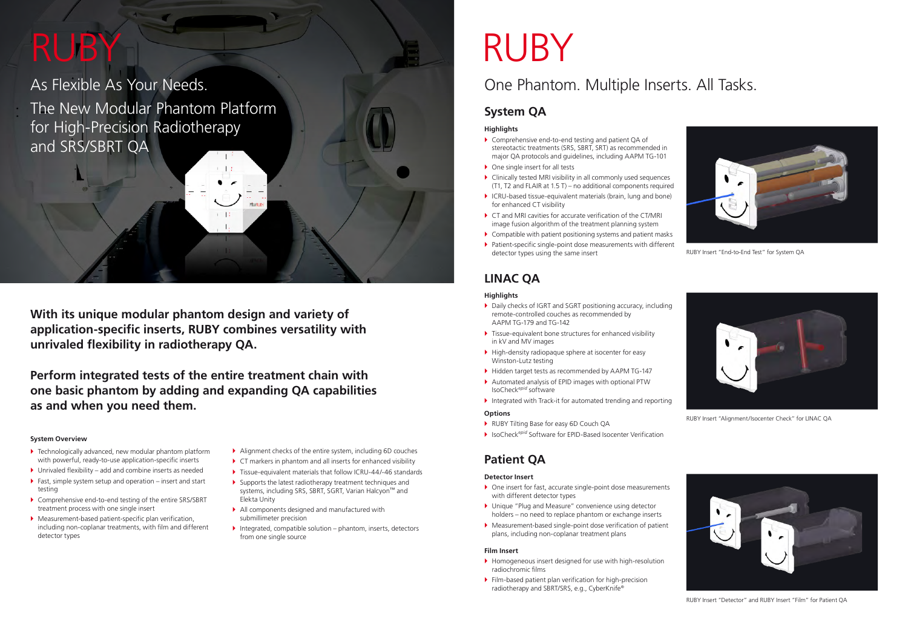# RUBY

## As Flexible As Your Needs.

## The New Modular Phantom Platform for High-Precision Radiotherapy and SRS/SBRT QA

**With its unique modular phantom design and variety of application-specific inserts, RUBY combines versatility with unrivaled flexibility in radiotherapy QA.**

**Perform integrated tests of the entire treatment chain with one basic phantom by adding and expanding QA capabilities as and when you need them.**

#### System Overview

- Technologically advanced, new modular phantom platform with powerful, ready-to-use application-specific inserts
- Unrivaled flexibility – add and combine inserts as needed
- Fast, simple system setup and operation – insert and start testing
- Comprehensive end-to-end testing of the entire SRS/SBRT treatment process with one single insert
- Measurement-based patient-specific plan verification, including non-coplanar treatments, with film and different detector types
- Alignment checks of the entire system, including 6D couches
- CT markers in phantom and all inserts for enhanced visibility
- Tissue-equivalent materials that follow ICRU-44/-46 standards
- Supports the latest radiotherapy treatment techniques and systems, including SRS, SBRT, SGRT, Varian Halcyon™ and Elekta Unity
- All components designed and manufactured with submillimeter precision
- Integrated, compatible solution – phantom, inserts, detectors from one single source

# RUBY

## One Phantom. Multiple Inserts. All Tasks.

## System QA

#### Highlights

- Comprehensive end-to-end testing and patient QA of stereotactic treatments (SRS, SBRT, SRT) as recommended in major QA protocols and guidelines, including AAPM TG-101
- One single insert for all tests
- Clinically tested MRI visibility in all commonly used sequences (T1, T2 and FLAIR at 1.5 T) – no additional components required
- ICRU-based tissue-equivalent materials (brain, lung and bone) for enhanced CT visibility
- CT and MRI cavities for accurate verification of the CT/MRI image fusion algorithm of the treatment planning system
- Compatible with patient positioning systems and patient masks
- Patient-specific single-point dose measurements with different detector types using the same insert

RUBY Insert "End-to-End Test" for System QA

## LINAC QA

#### Highlights

- Daily checks of IGRT and SGRT positioning accuracy, including remote-controlled couches as recommended by AAPM TG-179 and TG-142
- Tissue-equivalent bone structures for enhanced visibility in kV and MV images
- High-density radiopaque sphere at isocenter for easy Winston-Lutz testing
- Hidden target tests as recommended by AAPM TG-147
- Automated analysis of EPID images with optional PTW IsoCheck*epid* software
- Integrated with Track-it for automated trending and reporting

#### Options

- RUBY Tilting Base for easy 6D Couch QA
- IsoCheck*epid* Software for EPID-Based Isocenter Verification

RUBY Insert "Alignment/Isocenter Check" for LINAC QA

## Patient QA

#### Detector Insert

- One insert for fast, accurate single-point dose measurements with different detector types
- Unique "Plug and Measure" convenience using detector holders – no need to replace phantom or exchange inserts
- Measurement-based single-point dose verification of patient plans, including non-coplanar treatment plans

#### Film Insert

- Homogeneous insert designed for use with high-resolution radiochromic films
- Film-based patient plan verification for high-precision radiotherapy and SBRT/SRS, e.g., CyberKnife®

RUBY Insert "Detector" and RUBY Insert "Film" for Patient QA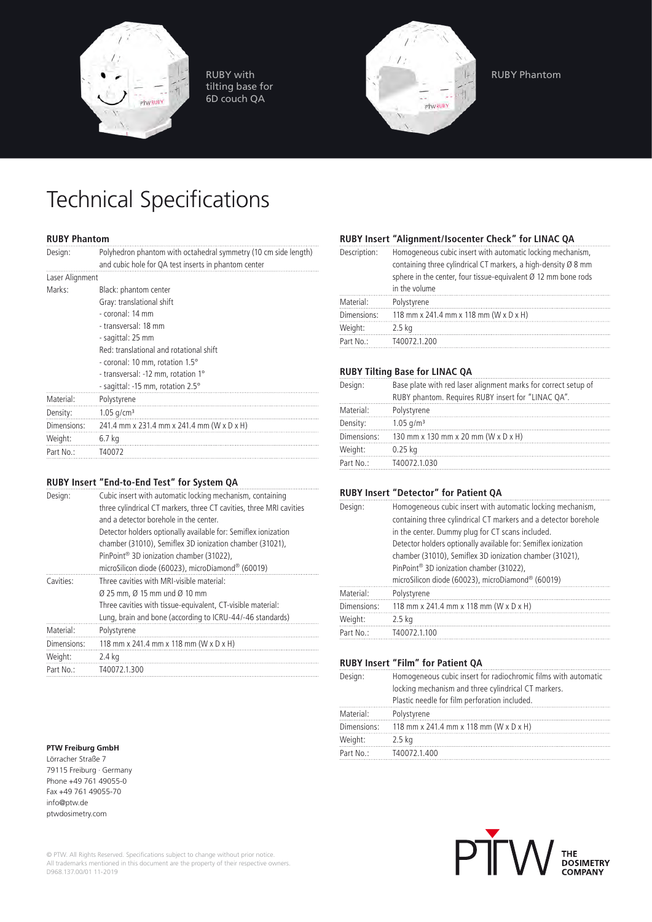RUBY with tilting base for 6D couch QA

RUBY Phantom

# Technical Specifications

### RUBY Phantom

| | |
|---|---|
| Design: | Polyhedron phantom with octahedral symmetry (10 cm side length) and cubic hole for QA test inserts in phantom center |
| Laser Alignment | |
| Marks: | Black: phantom center<br>Gray: translational shift<br>- coronal: 14 mm<br>- transversal: 18 mm<br>- sagittal: 25 mm<br>Red: translational and rotational shift<br>- coronal: 10 mm, rotation 1.5°<br>- transversal: -12 mm, rotation 1°<br>- sagittal: -15 mm, rotation 2.5° |
| Material: | Polystyrene |
| Density: | 1.05 g/cm³ |
| Dimensions: | 241.4 mm x 231.4 mm x 241.4 mm (W x D x H) |
| Weight: | 6.7 kg |
| Part No.: | T40072 |

### RUBY Insert "End-to-End Test" for System QA

| | |
|---|---|
| Design: | Cubic insert with automatic locking mechanism, containing three cylindrical CT markers, three CT cavities, three MRI cavities and a detector borehole in the center.<br>Detector holders optionally available for: Semiflex ionization chamber (31010), Semiflex 3D ionization chamber (31021), PinPoint® 3D ionization chamber (31022), microSilicon diode (60023), microDiamond® (60019) |
| Cavities: | Three cavities with MRI-visible material:<br>Ø 25 mm, Ø 15 mm und Ø 10 mm<br>Three cavities with tissue-equivalent, CT-visible material:<br>Lung, brain and bone (according to ICRU-44/-46 standards) |
| Material: | Polystyrene |
| Dimensions: | 118 mm x 241.4 mm x 118 mm (W x D x H) |
| Weight: | 2.4 kg |
| Part No.: | T40072.1.300 |

### RUBY Insert "Alignment/Isocenter Check" for LINAC QA

| | |
|---|---|
| Description: | Homogeneous cubic insert with automatic locking mechanism, containing three cylindrical CT markers, a high-density Ø 8 mm sphere in the center, four tissue-equivalent Ø 12 mm bone rods in the volume |
| Material: | Polystyrene |
| Dimensions: | 118 mm x 241.4 mm x 118 mm (W x D x H) |
| Weight: | 2.5 kg |
| Part No.: | T40072.1.200 |

### RUBY Tilting Base for LINAC QA

| | |
|---|---|
| Design: | Base plate with red laser alignment marks for correct setup of RUBY phantom. Requires RUBY insert for "LINAC QA". |
| Material: | Polystyrene |
| Density: | 1.05 g/m³ |
| Dimensions: | 130 mm x 130 mm x 20 mm (W x D x H) |
| Weight: | 0.25 kg |
| Part No.: | T40072.1.030 |

### RUBY Insert "Detector" for Patient QA

| | |
|---|---|
| Design: | Homogeneous cubic insert with automatic locking mechanism, containing three cylindrical CT markers and a detector borehole in the center. Dummy plug for CT scans included.<br>Detector holders optionally available for: Semiflex ionization chamber (31010), Semiflex 3D ionization chamber (31021), PinPoint® 3D ionization chamber (31022), microSilicon diode (60023), microDiamond® (60019) |
| Material: | Polystyrene |
| Dimensions: | 118 mm x 241.4 mm x 118 mm (W x D x H) |
| Weight: | 2.5 kg |
| Part No.: | T40072.1.100 |

### RUBY Insert "Film" for Patient QA

| | |
|---|---|
| Design: | Homogeneous cubic insert for radiochromic films with automatic locking mechanism and three cylindrical CT markers.<br>Plastic needle for film perforation included. |
| Material: | Polystyrene |
| Dimensions: | 118 mm x 241.4 mm x 118 mm (W x D x H) |
| Weight: | 2.5 kg |
| Part No.: | T40072.1.400 |

**PTW Freiburg GmbH**
Lörracher Straße 7
79115 Freiburg · Germany
Phone +49 761 49055-0
Fax +49 761 49055-70
info@ptw.de
ptwdosimetry.com

© PTW. All Rights Reserved. Specifications subject to change without prior notice.
All trademarks mentioned in this document are the property of their respective owners.
D968.137.00/01 11-2019

PTW THE DOSIMETRY COMPANY